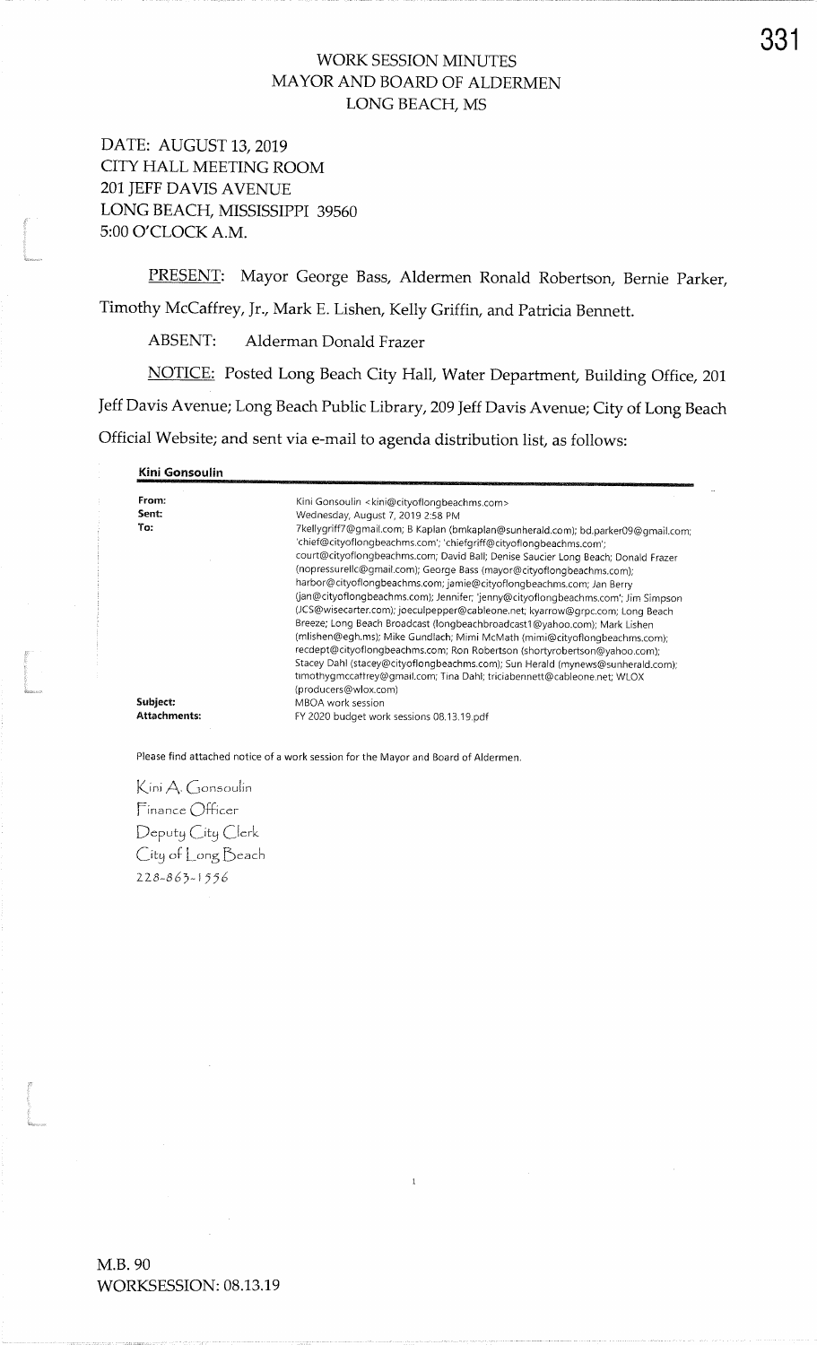# WORK SESSION MINUTES
# MAYOR AND BOARD OF ALDERMEN
# LONG BEACH, MS

DATE: AUGUST 13, 2019
CITY HALL MEETING ROOM
201 JEFF DAVIS AVENUE
LONG BEACH, MISSISSIPPI 39560
5:00 O'CLOCK A.M.

PRESENT: Mayor George Bass, Aldermen Ronald Robertson, Bernie Parker, Timothy McCaffrey, Jr., Mark E. Lishen, Kelly Griffin, and Patricia Bennett.

ABSENT: Alderman Donald Frazer

NOTICE: Posted Long Beach City Hall, Water Department, Building Office, 201 Jeff Davis Avenue; Long Beach Public Library, 209 Jeff Davis Avenue; City of Long Beach Official Website; and sent via e-mail to agenda distribution list, as follows:

**Kini Gonsoulin**

| | |
|---|---|
| **From:** | Kini Gonsoulin <kini@cityoflongbeachms.com> |
| **Sent:** | Wednesday, August 7, 2019 2:58 PM |
| **To:** | 7kellygriff7@gmail.com; B Kaplan (bmkaplan@sunherald.com); bd.parker09@gmail.com; 'chief@cityoflongbeachms.com'; 'chiefgriff@cityoflongbeachms.com'; court@cityoflongbeachms.com; David Ball; Denise Saucier Long Beach; Donald Frazer (nopressurellc@gmail.com); George Bass (mayor@cityoflongbeachms.com); harbor@cityoflongbeachms.com; jamie@cityoflongbeachms.com; Jan Berry (jan@cityoflongbeachms.com); Jennifer; 'jenny@cityoflongbeachms.com'; Jim Simpson (JCS@wisecarter.com); joeculpepper@cableone.net; kyarrow@grpc.com; Long Beach Breeze; Long Beach Broadcast (longbeachbroadcast1@yahoo.com); Mark Lishen (mlishen@egh.ms); Mike Gundlach; Mimi McMath (mimi@cityoflongbeachms.com); recdept@cityoflongbeachms.com; Ron Robertson (shortyrobertson@yahoo.com); Stacey Dahl (stacey@cityoflongbeachms.com); Sun Herald (mynews@sunherald.com); timothygmccaffrey@gmail.com; Tina Dahl; triciabennett@cableone.net; WLOX (producers@wlox.com) |
| **Subject:** | MBOA work session |
| **Attachments:** | FY 2020 budget work sessions 08.13.19.pdf |

Please find attached notice of a work session for the Mayor and Board of Aldermen.

Kini A. Gonsoulin
Finance Officer
Deputy City Clerk
City of Long Beach
228-863-1556

M.B. 90
WORKSESSION: 08.13.19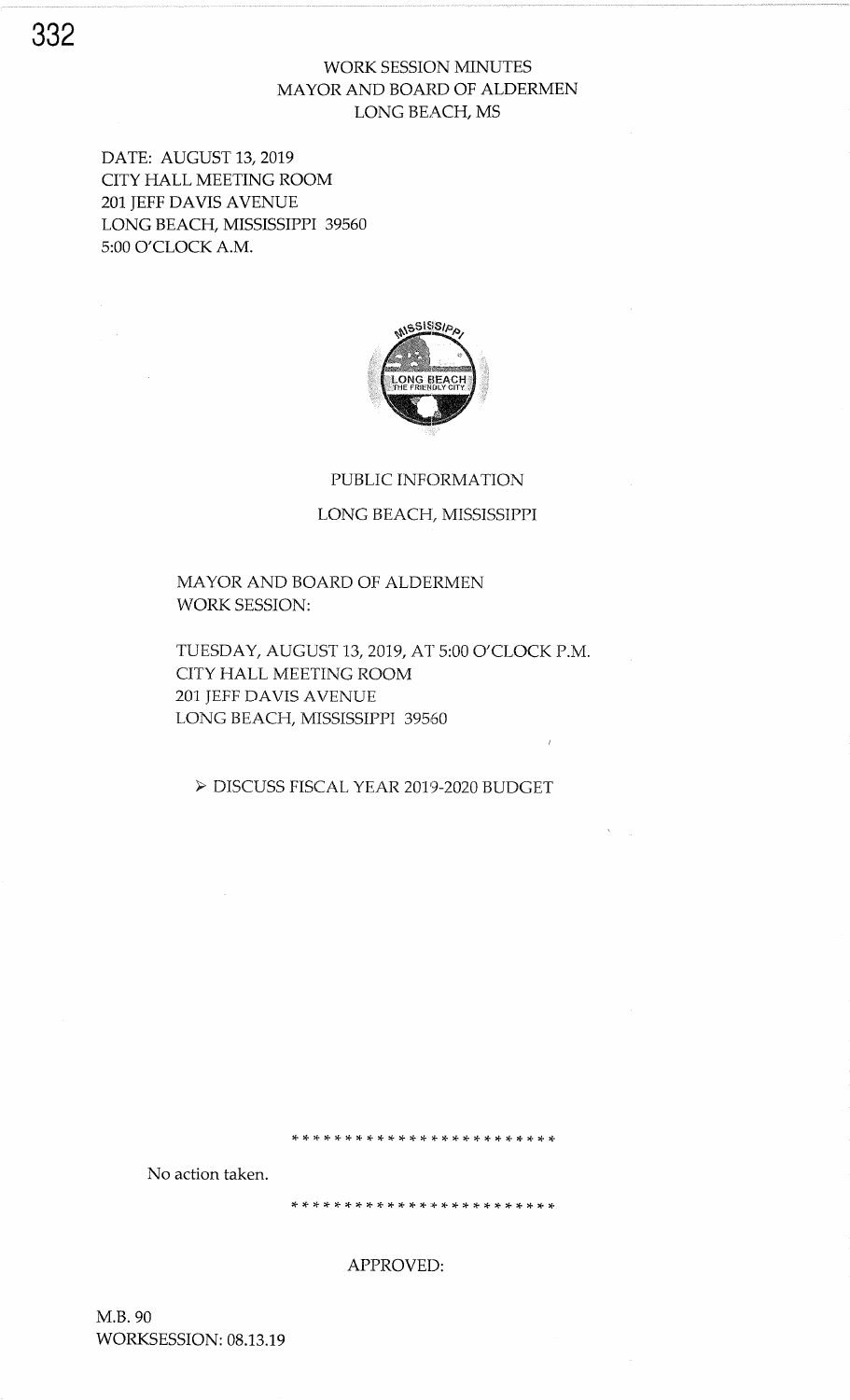# WORK SESSION MINUTES
# MAYOR AND BOARD OF ALDERMEN
# LONG BEACH, MS

DATE: AUGUST 13, 2019
CITY HALL MEETING ROOM
201 JEFF DAVIS AVENUE
LONG BEACH, MISSISSIPPI 39560
5:00 O'CLOCK A.M.

## PUBLIC INFORMATION

## LONG BEACH, MISSISSIPPI

MAYOR AND BOARD OF ALDERMEN
WORK SESSION:

TUESDAY, AUGUST 13, 2019, AT 5:00 O'CLOCK P.M.
CITY HALL MEETING ROOM
201 JEFF DAVIS AVENUE
LONG BEACH, MISSISSIPPI 39560

- DISCUSS FISCAL YEAR 2019-2020 BUDGET

* * * * * * * * * * * * * * * * * * * * * * * *

No action taken.

* * * * * * * * * * * * * * * * * * * * * * * *

APPROVED:

M.B. 90
WORKSESSION: 08.13.19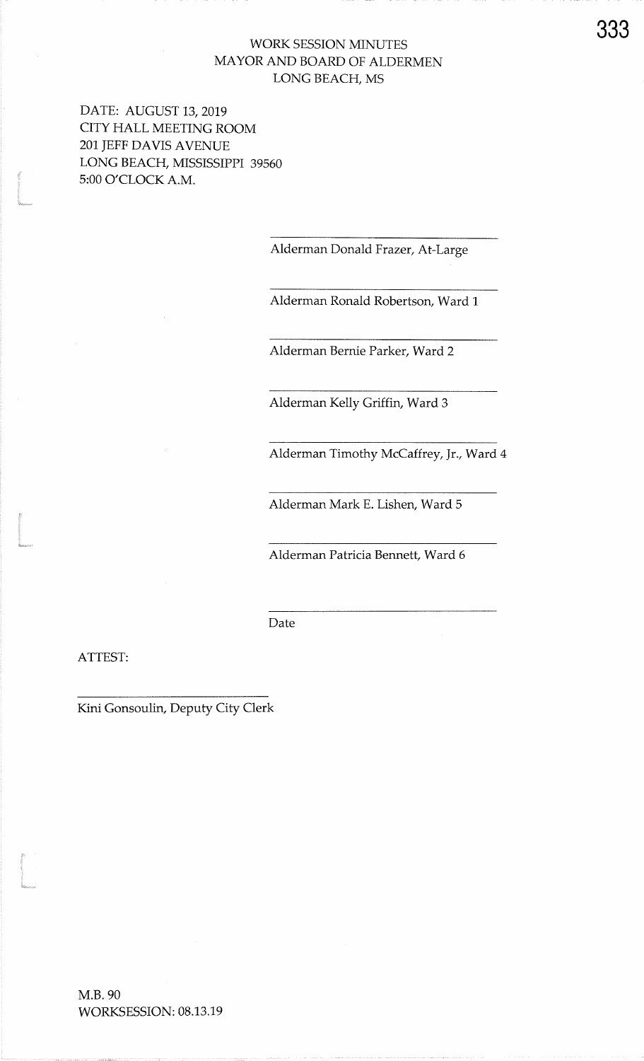WORK SESSION MINUTES
MAYOR AND BOARD OF ALDERMEN
LONG BEACH, MS

DATE: AUGUST 13, 2019
CITY HALL MEETING ROOM
201 JEFF DAVIS AVENUE
LONG BEACH, MISSISSIPPI 39560
5:00 O'CLOCK A.M.

______________________________
Alderman Donald Frazer, At-Large

______________________________
Alderman Ronald Robertson, Ward 1

______________________________
Alderman Bernie Parker, Ward 2

______________________________
Alderman Kelly Griffin, Ward 3

______________________________
Alderman Timothy McCaffrey, Jr., Ward 4

______________________________
Alderman Mark E. Lishen, Ward 5

______________________________
Alderman Patricia Bennett, Ward 6

______________________________
Date

ATTEST:

______________________________
Kini Gonsoulin, Deputy City Clerk

M.B. 90
WORKSESSION: 08.13.19